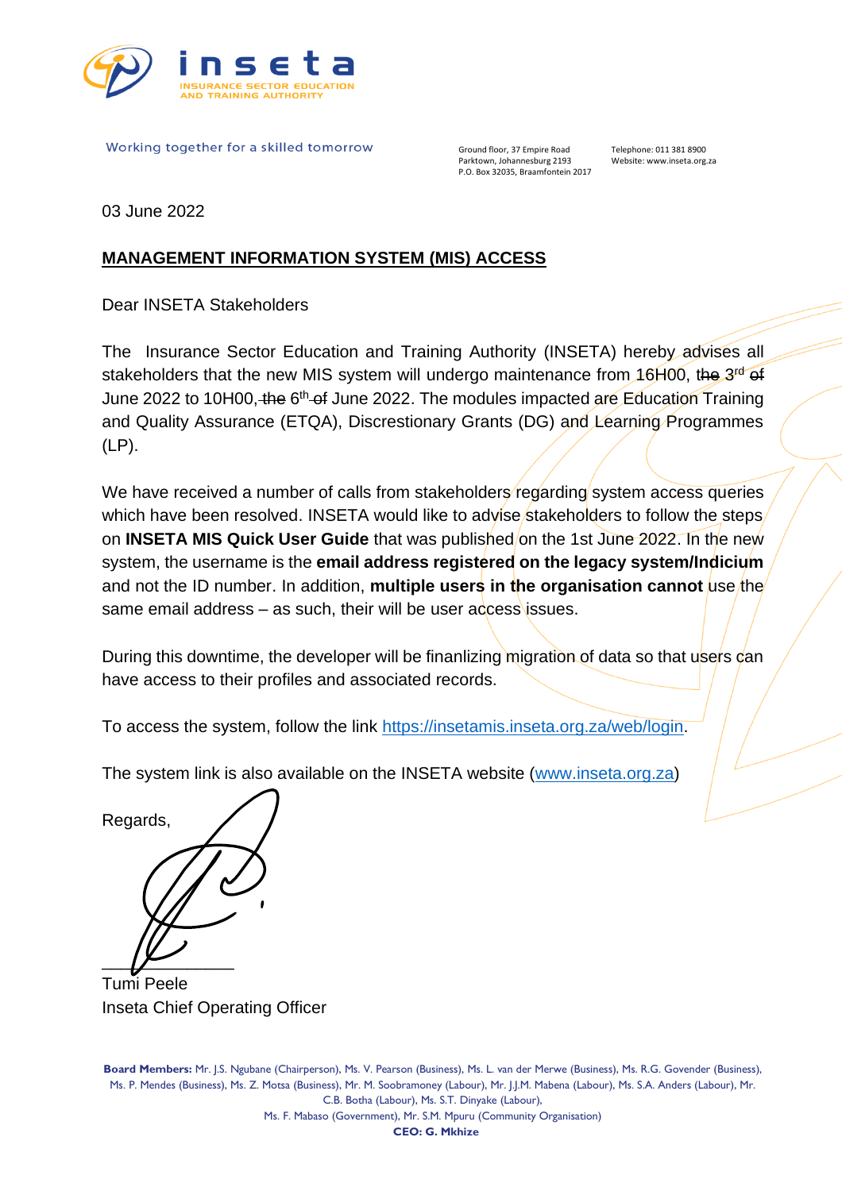**inseta**
INSURANCE SECTOR EDUCATION AND TRAINING AUTHORITY

Working together for a skilled tomorrow

Ground floor, 37 Empire Road
Parktown, Johannesburg 2193
P.O. Box 32035, Braamfontein 2017

Telephone: 011 381 8900
Website: www.inseta.org.za

03 June 2022

## MANAGEMENT INFORMATION SYSTEM (MIS) ACCESS

Dear INSETA Stakeholders

The Insurance Sector Education and Training Authority (INSETA) hereby advises all stakeholders that the new MIS system will undergo maintenance from 16H00, ~~the~~ 3rd ~~of~~ June 2022 to 10H00, ~~the~~ 6th ~~of~~ June 2022. The modules impacted are Education Training and Quality Assurance (ETQA), Discretionary Grants (DG) and Learning Programmes (LP).

We have received a number of calls from stakeholders regarding system access queries which have been resolved. INSETA would like to advise stakeholders to follow the steps on **INSETA MIS Quick User Guide** that was published on the 1st June 2022. In the new system, the username is the **email address registered on the legacy system/Indicium** and not the ID number. In addition, **multiple users in the organisation cannot** use the same email address – as such, their will be user access issues.

During this downtime, the developer will be finanlizing migration of data so that users can have access to their profiles and associated records.

To access the system, follow the link https://insetamis.inseta.org.za/web/login.

The system link is also available on the INSETA website (www.inseta.org.za)

Regards,

Tumi Peele
Inseta Chief Operating Officer

**Board Members:** Mr. J.S. Ngubane (Chairperson), Ms. V. Pearson (Business), Ms. L. van der Merwe (Business), Ms. R.G. Govender (Business), Ms. P. Mendes (Business), Ms. Z. Motsa (Business), Mr. M. Soobramoney (Labour), Mr. J.J.M. Mabena (Labour), Ms. S.A. Anders (Labour), Mr. C.B. Botha (Labour), Ms. S.T. Dinyake (Labour), Ms. F. Mabaso (Government), Mr. S.M. Mpuru (Community Organisation)

**CEO: G. Mkhize**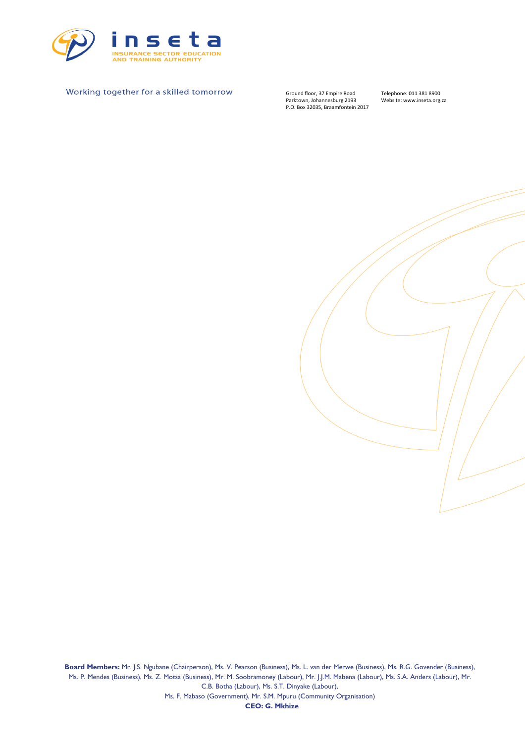**inseta**

INSURANCE SECTOR EDUCATION AND TRAINING AUTHORITY

Working together for a skilled tomorrow

Ground floor, 37 Empire Road
Parktown, Johannesburg 2193
P.O. Box 32035, Braamfontein 2017

Telephone: 011 381 8900
Website: www.inseta.org.za

**Board Members:** Mr. J.S. Ngubane (Chairperson), Ms. V. Pearson (Business), Ms. L. van der Merwe (Business), Ms. R.G. Govender (Business), Ms. P. Mendes (Business), Ms. Z. Motsa (Business), Mr. M. Soobramoney (Labour), Mr. J.J.M. Mabena (Labour), Ms. S.A. Anders (Labour), Mr. C.B. Botha (Labour), Ms. S.T. Dinyake (Labour),
Ms. F. Mabaso (Government), Mr. S.M. Mpuru (Community Organisation)

**CEO: G. Mkhize**